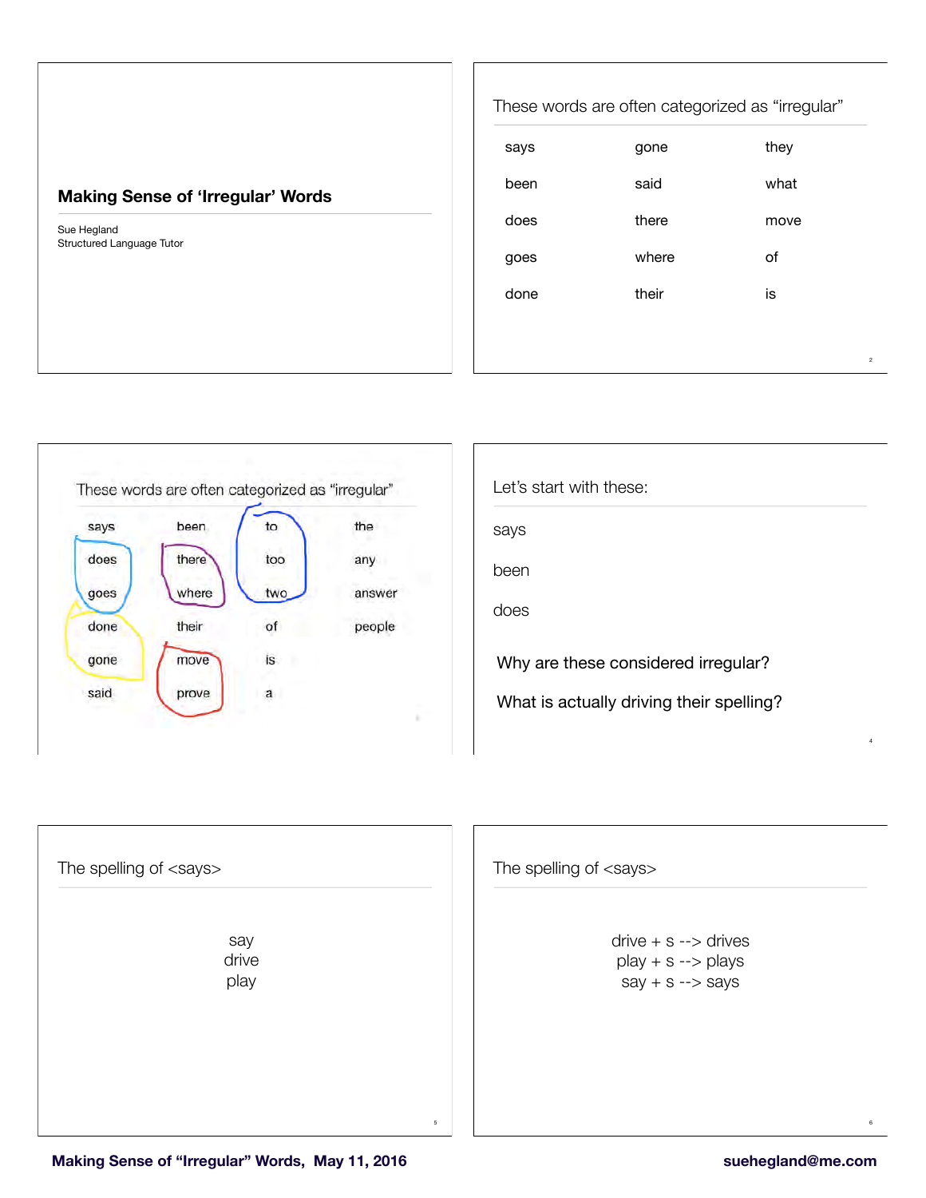## Making Sense of 'Irregular' Words

Sue Hegland
Structured Language Tutor

---

These words are often categorized as "irregular"

| | | |
|---|---|---|
| says | gone | they |
| been | said | what |
| does | there | move |
| goes | where | of |
| done | their | is |

---

These words are often categorized as "irregular"

| | | | |
|---|---|---|---|
| says | been | to | the |
| does | there | too | any |
| goes | where | two | answer |
| done | their | of | people |
| gone | move | is | |
| said | prove | a | |

---

Let's start with these:

says

been

does

Why are these considered irregular?

What is actually driving their spelling?

---

The spelling of <says>

say
drive
play

---

The spelling of <says>

drive + s --> drives
play + s --> plays
say + s --> says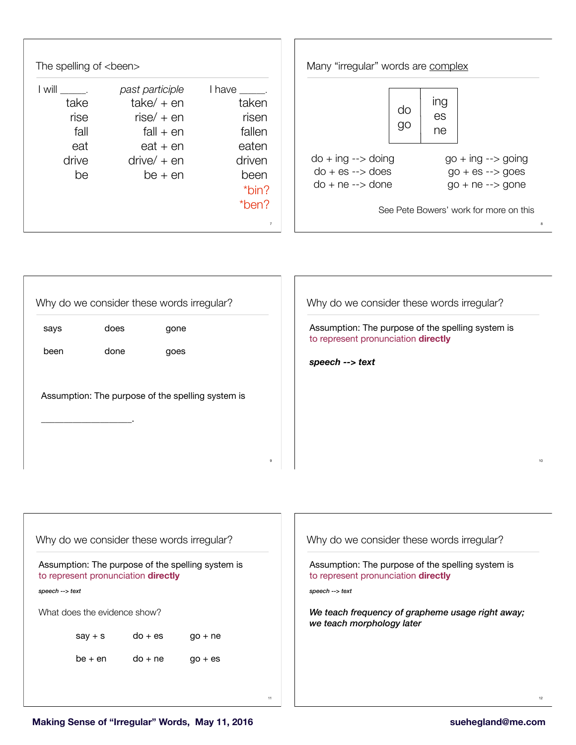## The spelling of <been>

| I will _____. | *past participle* | I have _____. |
|---|---|---|
| take | take/ + en | taken |
| rise | rise/ + en | risen |
| fall | fall + en | fallen |
| eat | eat + en | eaten |
| drive | drive/ + en | driven |
| be | be + en | been |
| | | *bin? |
| | | *ben? |

## Many "irregular" words are complex

| | |
|---|---|
| do<br>go | ing<br>es<br>ne |

do + ing --> doing
do + es --> does
do + ne --> done

go + ing --> going
go + es --> goes
go + ne --> gone

See Pete Bowers' work for more on this

## Why do we consider these words irregular?

| | | |
|---|---|---|
| says | does | gone |
| been | done | goes |

Assumption: The purpose of the spelling system is

__________________.

## Why do we consider these words irregular?

Assumption: The purpose of the spelling system is to represent pronunciation **directly**

***speech --> text***

## Why do we consider these words irregular?

Assumption: The purpose of the spelling system is to represent pronunciation **directly**

***speech --> text***

What does the evidence show?

| | | |
|---|---|---|
| say + s | do + es | go + ne |
| be + en | do + ne | go + es |

## Why do we consider these words irregular?

Assumption: The purpose of the spelling system is to represent pronunciation **directly**

***speech --> text***

***We teach frequency of grapheme usage right away; we teach morphology later***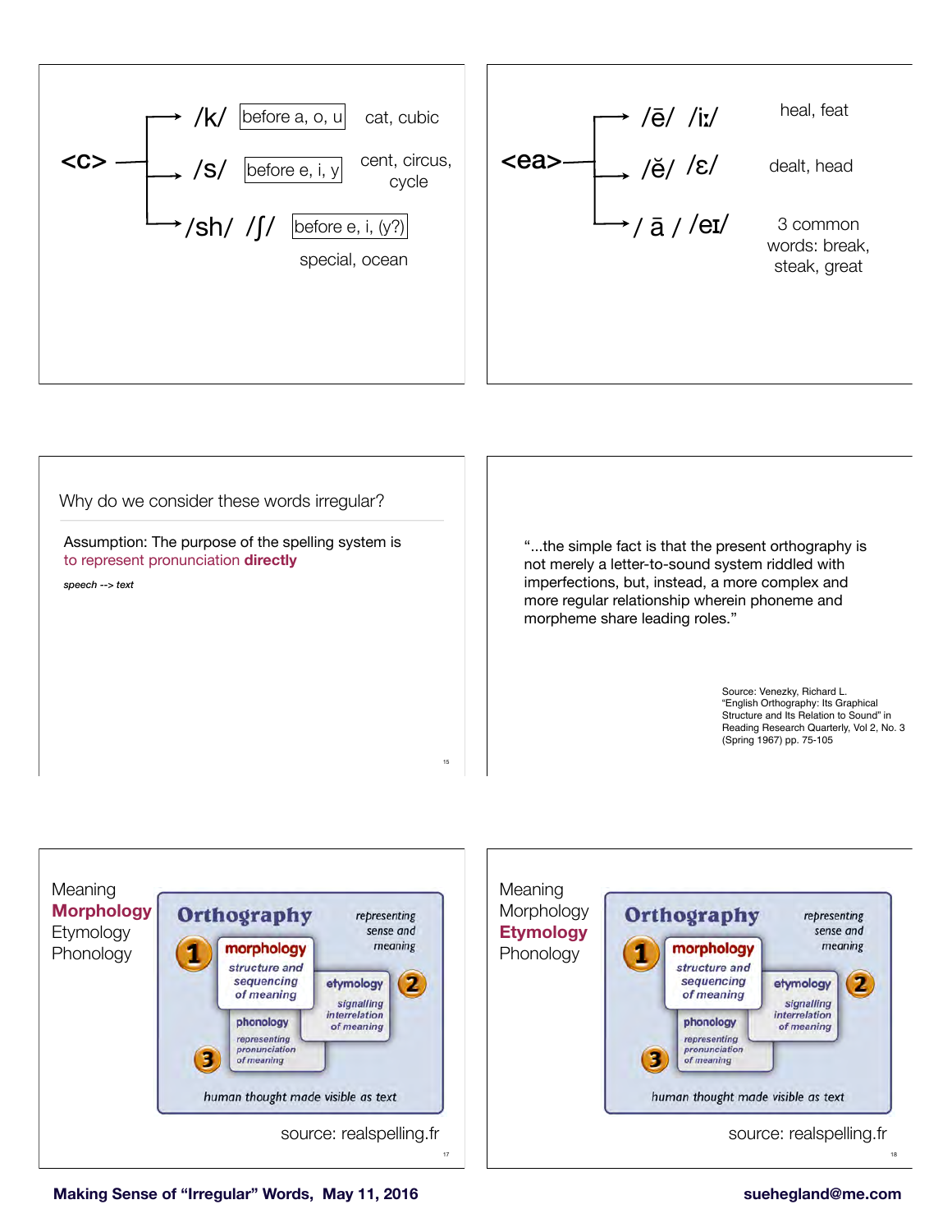<c> → /k/ before a, o, u — cat, cubic

<c> → /s/ before e, i, y — cent, circus, cycle

<c> → /sh/ /ʃ/ before e, i, (y?) — special, ocean

<ea> → /ē/ /iː/ — heal, feat

<ea> → /ĕ/ /ɛ/ — dealt, head

<ea> → / ā / /eɪ/ — 3 common words: break, steak, great

Why do we consider these words irregular?

Assumption: The purpose of the spelling system is to represent pronunciation **directly**

*speech --> text*

"...the simple fact is that the present orthography is not merely a letter-to-sound system riddled with imperfections, but, instead, a more complex and more regular relationship wherein phoneme and morpheme share leading roles."

Source: Venezky, Richard L. "English Orthography: Its Graphical Structure and Its Relation to Sound" in Reading Research Quarterly, Vol 2, No. 3 (Spring 1967) pp. 75-105

Meaning
**Morphology**
Etymology
Phonology

Orthography — representing sense and meaning

1 morphology — structure and sequencing of meaning

2 etymology — signalling interrelation of meaning

3 phonology — representing pronunciation of meaning

human thought made visible as text

source: realspelling.fr

Meaning
Morphology
**Etymology**
Phonology

Orthography — representing sense and meaning

1 morphology — structure and sequencing of meaning

2 etymology — signalling interrelation of meaning

3 phonology — representing pronunciation of meaning

human thought made visible as text

source: realspelling.fr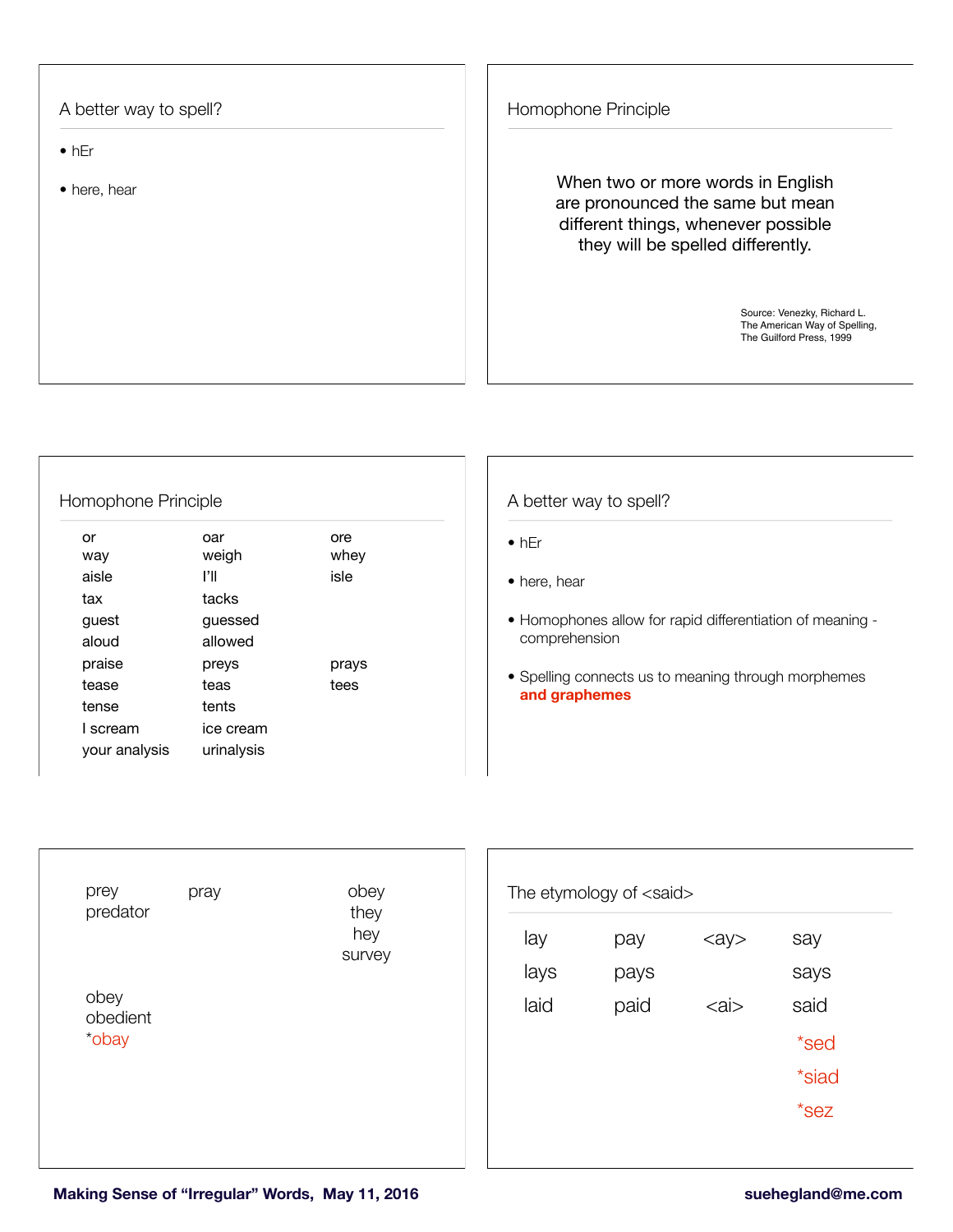## A better way to spell?

- hEr
- here, hear

## Homophone Principle

When two or more words in English are pronounced the same but mean different things, whenever possible they will be spelled differently.

Source: Venezky, Richard L. The American Way of Spelling, The Guilford Press, 1999

## Homophone Principle

| | | |
|---|---|---|
| or | oar | ore |
| way | weigh | whey |
| aisle | I'll | isle |
| tax | tacks | |
| guest | guessed | |
| aloud | allowed | |
| praise | preys | prays |
| tease | teas | tees |
| tense | tents | |
| I scream | ice cream | |
| your analysis | urinalysis | |

## A better way to spell?

- hEr
- here, hear
- Homophones allow for rapid differentiation of meaning - comprehension
- Spelling connects us to meaning through morphemes **and graphemes**

---

prey
predator

pray

obey
they
hey
survey

obey
obedient
*obay

## The etymology of <said>

| | | | |
|---|---|---|---|
| lay | pay | <ay> | say |
| lays | pays | | says |
| laid | paid | <ai> | said |
| | | | *sed |
| | | | *siad |
| | | | *sez |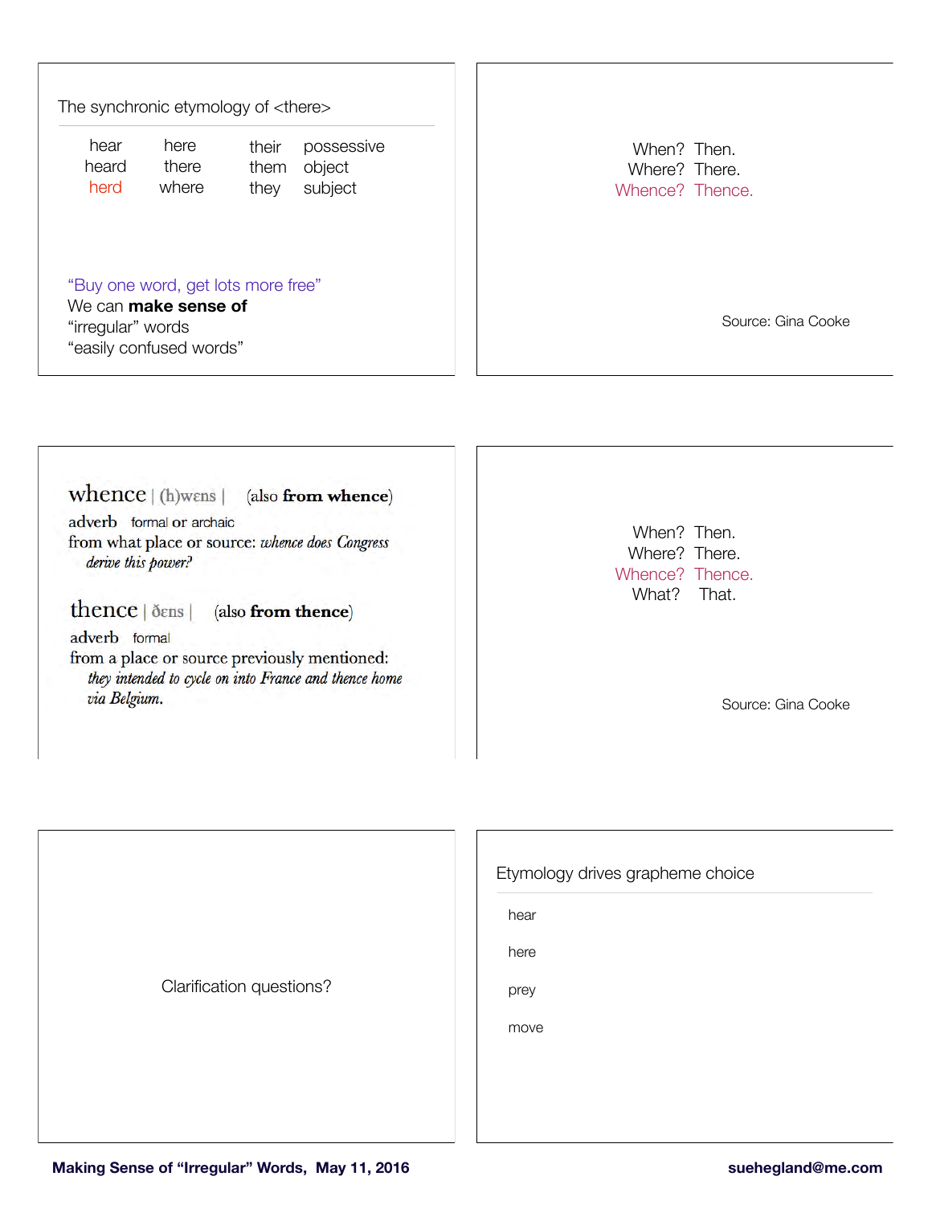## The synchronic etymology of <there>

| | | | |
|---|---|---|---|
| hear | here | their | possessive |
| heard | there | them | object |
| herd | where | they | subject |

"Buy one word, get lots more free"
We can **make sense of**
"irregular" words
"easily confused words"

---

When? Then.
Where? There.
Whence? Thence.

Source: Gina Cooke

---

**whence** | (h)wɛns | (also **from whence**)
adverb formal or archaic
from what place or source: *whence does Congress derive this power?*

**thence** | ðɛns | (also **from thence**)
adverb formal
from a place or source previously mentioned: *they intended to cycle on into France and thence home via Belgium.*

---

When? Then.
Where? There.
Whence? Thence.
What? That.

Source: Gina Cooke

---

Clarification questions?

---

## Etymology drives grapheme choice

hear

here

prey

move

Making Sense of "Irregular" Words, May 11, 2016

suehegland@me.com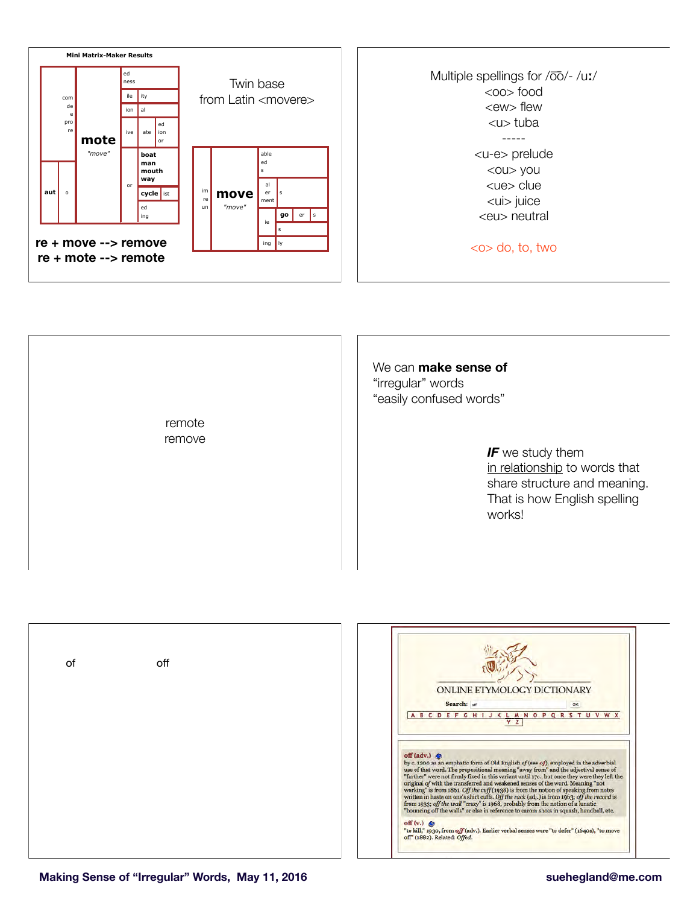Mini Matrix-Maker Results

| | | | | |
|---|---|---|---|---|
| com de e pro re | mote "move" | ed ness | | |
| | | ile | ity | |
| | | ion | al | |
| | | ive | ate | ed ion or |
| aut o | | or | boat man mouth way | |
| | | | cycle | ist |
| | | | ed ing | |

**re + move --> remove**
**re + mote --> remote**

Twin base
from Latin <movere>

| | | | | | |
|---|---|---|---|---|---|
| im re un | move "move" | able ed s | | | |
| | | al er ment | s | | |
| | | ie | go | er | s |
| | | | s | | |
| | | ing | ly | | |

Multiple spellings for /o͞o/- /uː/
<oo> food
<ew> flew
<u> tuba
-----
<u-e> prelude
<ou> you
<ue> clue
<ui> juice
<eu> neutral

<o> do, to, two

remote
remove

We can **make sense of**
“irregular” words
“easily confused words”

***IF*** we study them
in relationship to words that share structure and meaning.
That is how English spelling works!

of off

ONLINE ETYMOLOGY DICTIONARY

Search: off

A B C D E F G H I J K L M N O P Q R S T U V W X Y Z

**off (adv.)**
by c. 1200 as an emphatic form of Old English *of* (see *of*), employed in the adverbial use of that word. The prepositional meaning "away from" and the adjectival sense of "farther" were not firmly fixed in this variant until 17c., but once they were they left the original *of* with the transferred and weakened senses of the word. Meaning "not working" is from 1861. *Off the cuff* (1938) is from the notion of speaking from notes written in haste on one's shirt cuffs. *Off the rack* (adj.) is from 1963; *off the record* is from 1933; *off the wall* "crazy" is 1968, probably from the notion of a lunatic "bouncing off the walls" or else in reference to carom shots in squash, handball, etc.

**off (v.)**
"to kill," 1930, from *off* (adv.). Earlier verbal senses were "to defer" (1640s), "to move off" (1882). Related: *Offed*.

Making Sense of “Irregular” Words, May 11, 2016 suehegland@me.com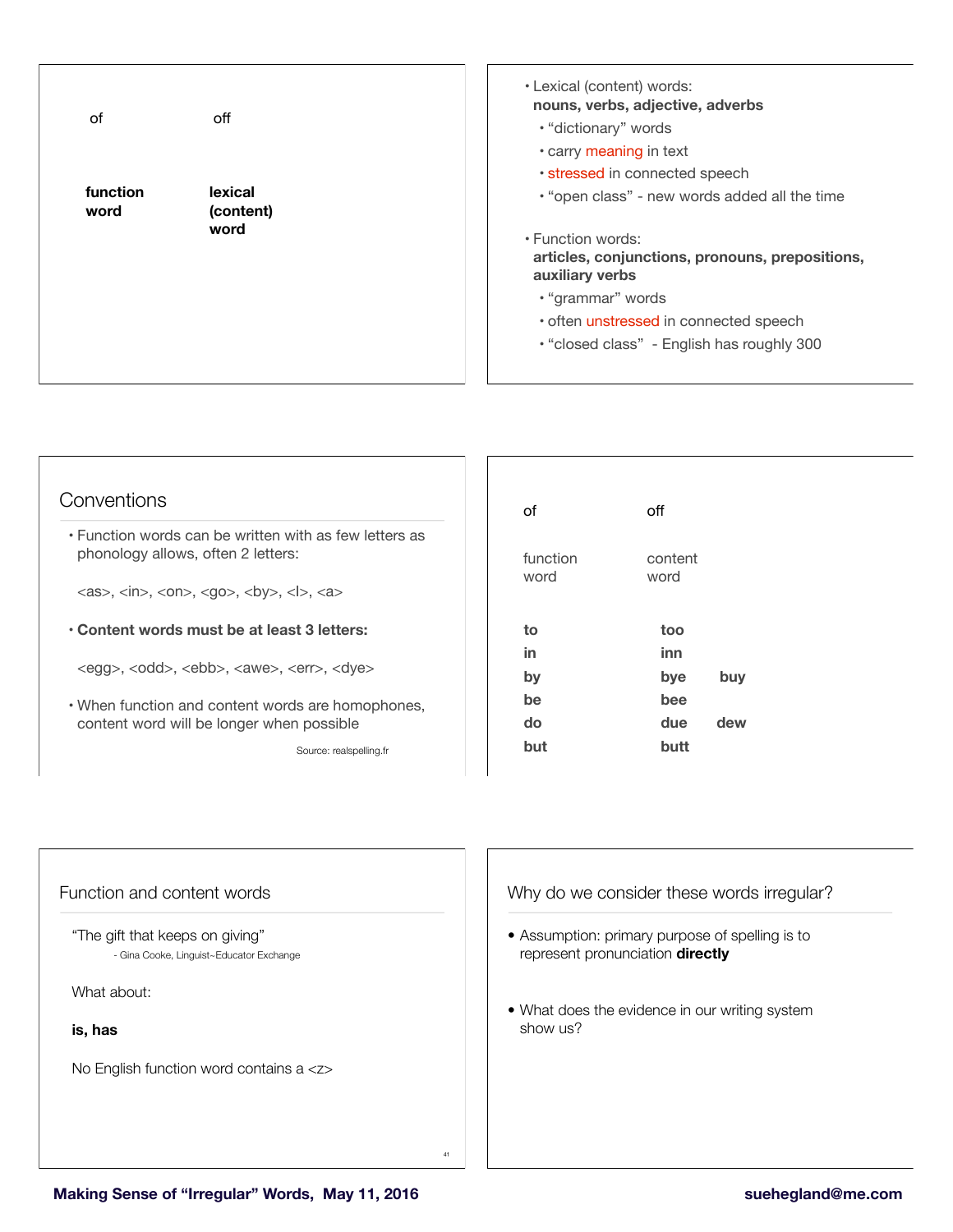of off

**function word** **lexical (content) word**

- Lexical (content) words:
  **nouns, verbs, adjective, adverbs**
  - "dictionary" words
  - carry meaning in text
  - stressed in connected speech
  - "open class" - new words added all the time
- Function words:
  **articles, conjunctions, pronouns, prepositions, auxiliary verbs**
  - "grammar" words
  - often unstressed in connected speech
  - "closed class" - English has roughly 300

## Conventions

- Function words can be written with as few letters as phonology allows, often 2 letters:

  <as>, <in>, <on>, <go>, <by>, <I>, <a>

- **Content words must be at least 3 letters:**

  <egg>, <odd>, <ebb>, <awe>, <err>, <dye>

- When function and content words are homophones, content word will be longer when possible

Source: realspelling.fr

| of | off | |
|---|---|---|
| function word | content word | |
| **to** | **too** | |
| **in** | **inn** | |
| **by** | **bye** | **buy** |
| **be** | **bee** | |
| **do** | **due** | **dew** |
| **but** | **butt** | |

## Function and content words

"The gift that keeps on giving"
- Gina Cooke, Linguist~Educator Exchange

What about:

**is, has**

No English function word contains a <z>

## Why do we consider these words irregular?

- Assumption: primary purpose of spelling is to represent pronunciation **directly**
- What does the evidence in our writing system show us?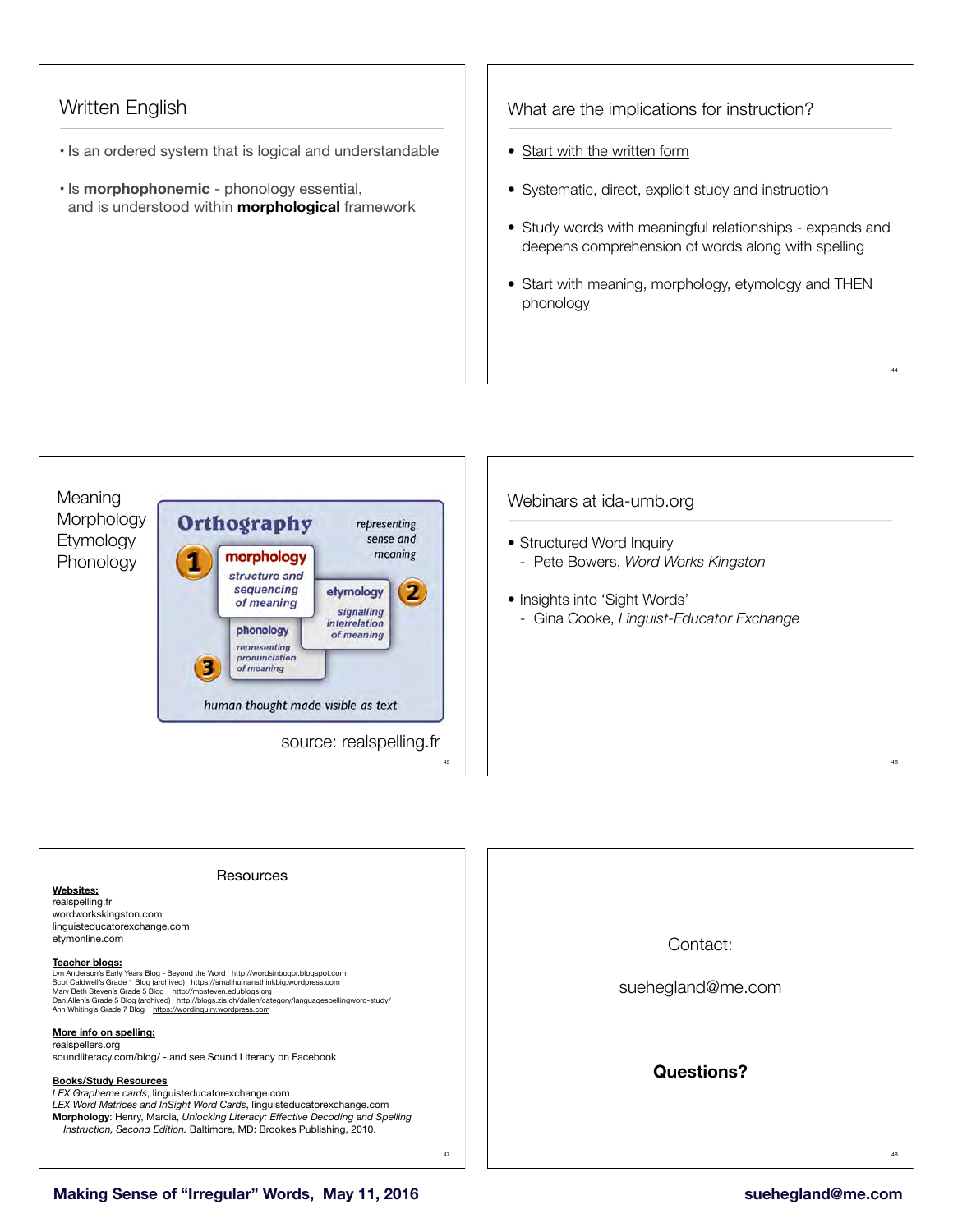## Written English

- Is an ordered system that is logical and understandable
- Is **morphophonemic** - phonology essential, and is understood within **morphological** framework

## What are the implications for instruction?

- Start with the written form
- Systematic, direct, explicit study and instruction
- Study words with meaningful relationships - expands and deepens comprehension of words along with spelling
- Start with meaning, morphology, etymology and THEN phonology

Meaning
Morphology
Etymology
Phonology

Orthography
representing sense and meaning
1 morphology
structure and sequencing of meaning
2 etymology
signalling interrelation of meaning
3 phonology
representing pronunciation of meaning
human thought made visible as text

source: realspelling.fr

## Webinars at ida-umb.org

- Structured Word Inquiry
  - Pete Bowers, *Word Works Kingston*
- Insights into 'Sight Words'
  - Gina Cooke, *Linguist-Educator Exchange*

## Resources

**Websites:**
realspelling.fr
wordworkskingston.com
linguisteducatorexchange.com
etymonline.com

**Teacher blogs:**
Lyn Anderson's Early Years Blog - Beyond the Word http://wordsinbogor.blogspot.com
Scot Caldwell's Grade 1 Blog (archived) https://smallhumansthinkbig.wordpress.com
Mary Beth Steven's Grade 5 Blog http://mbsteven.edublogs.org
Dan Allen's Grade 5 Blog (archived) http://blogs.zis.ch/dallen/category/languagespellingword-study/
Ann Whiting's Grade 7 Blog https://wordinquiry.wordpress.com

**More info on spelling:**
realspellers.org
soundliteracy.com/blog/ - and see Sound Literacy on Facebook

**Books/Study Resources**
*LEX Grapheme cards*, linguisteducatorexchange.com
*LEX Word Matrices and InSight Word Cards*, linguisteducatorexchange.com
**Morphology**: Henry, Marcia, *Unlocking Literacy: Effective Decoding and Spelling Instruction, Second Edition.* Baltimore, MD: Brookes Publishing, 2010.

Contact:

suehegland@me.com

**Questions?**